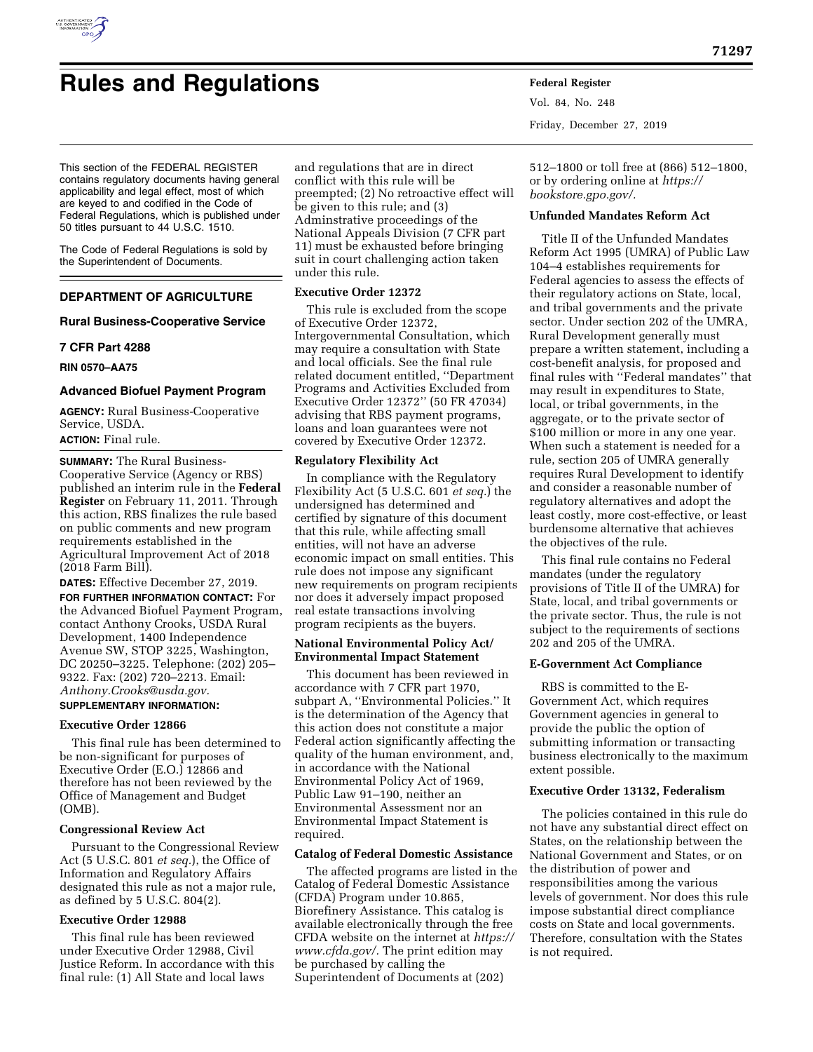# Rules and Regulations

This section of the FEDERAL REGISTER contains regulatory documents having general applicability and legal effect, most of which are keyed to and codified in the Code of Federal Regulations, which is published under 50 titles pursuant to 44 U.S.C. 1510.

The Code of Federal Regulations is sold by the Superintendent of Documents.

## DEPARTMENT OF AGRICULTURE

### Rural Business-Cooperative Service

### 7 CFR Part 4288

**RIN 0570–AA75**

### Advanced Biofuel Payment Program

**AGENCY:** Rural Business-Cooperative Service, USDA.

**ACTION:** Final rule.

**SUMMARY:** The Rural Business-Cooperative Service (Agency or RBS) published an interim rule in the **Federal Register** on February 11, 2011. Through this action, RBS finalizes the rule based on public comments and new program requirements established in the Agricultural Improvement Act of 2018 (2018 Farm Bill).

**DATES:** Effective December 27, 2019.

**FOR FURTHER INFORMATION CONTACT:** For the Advanced Biofuel Payment Program, contact Anthony Crooks, USDA Rural Development, 1400 Independence Avenue SW, STOP 3225, Washington, DC 20250–3225. Telephone: (202) 205–9322. Fax: (202) 720–2213. Email: *Anthony.Crooks@usda.gov.*

**SUPPLEMENTARY INFORMATION:**

#### Executive Order 12866

This final rule has been determined to be non-significant for purposes of Executive Order (E.O.) 12866 and therefore has not been reviewed by the Office of Management and Budget (OMB).

#### Congressional Review Act

Pursuant to the Congressional Review Act (5 U.S.C. 801 *et seq.*), the Office of Information and Regulatory Affairs designated this rule as not a major rule, as defined by 5 U.S.C. 804(2).

#### Executive Order 12988

This final rule has been reviewed under Executive Order 12988, Civil Justice Reform. In accordance with this final rule: (1) All State and local laws and regulations that are in direct conflict with this rule will be preempted; (2) No retroactive effect will be given to this rule; and (3) Adminstrative proceedings of the National Appeals Division (7 CFR part 11) must be exhausted before bringing suit in court challenging action taken under this rule.

#### Executive Order 12372

This rule is excluded from the scope of Executive Order 12372, Intergovernmental Consultation, which may require a consultation with State and local officials. See the final rule related document entitled, ''Department Programs and Activities Excluded from Executive Order 12372'' (50 FR 47034) advising that RBS payment programs, loans and loan guarantees were not covered by Executive Order 12372.

#### Regulatory Flexibility Act

In compliance with the Regulatory Flexibility Act (5 U.S.C. 601 *et seq.*) the undersigned has determined and certified by signature of this document that this rule, while affecting small entities, will not have an adverse economic impact on small entities. This rule does not impose any significant new requirements on program recipients nor does it adversely impact proposed real estate transactions involving program recipients as the buyers.

#### National Environmental Policy Act/Environmental Impact Statement

This document has been reviewed in accordance with 7 CFR part 1970, subpart A, ''Environmental Policies.'' It is the determination of the Agency that this action does not constitute a major Federal action significantly affecting the quality of the human environment, and, in accordance with the National Environmental Policy Act of 1969, Public Law 91–190, neither an Environmental Assessment nor an Environmental Impact Statement is required.

#### Catalog of Federal Domestic Assistance

The affected programs are listed in the Catalog of Federal Domestic Assistance (CFDA) Program under 10.865, Biorefinery Assistance. This catalog is available electronically through the free CFDA website on the internet at *https://www.cfda.gov/.* The print edition may be purchased by calling the Superintendent of Documents at (202) 512–1800 or toll free at (866) 512–1800, or by ordering online at *https://bookstore.gpo.gov/.*

#### Unfunded Mandates Reform Act

Title II of the Unfunded Mandates Reform Act 1995 (UMRA) of Public Law 104–4 establishes requirements for Federal agencies to assess the effects of their regulatory actions on State, local, and tribal governments and the private sector. Under section 202 of the UMRA, Rural Development generally must prepare a written statement, including a cost-benefit analysis, for proposed and final rules with ''Federal mandates'' that may result in expenditures to State, local, or tribal governments, in the aggregate, or to the private sector of $100 million or more in any one year. When such a statement is needed for a rule, section 205 of UMRA generally requires Rural Development to identify and consider a reasonable number of regulatory alternatives and adopt the least costly, more cost-effective, or least burdensome alternative that achieves the objectives of the rule.

This final rule contains no Federal mandates (under the regulatory provisions of Title II of the UMRA) for State, local, and tribal governments or the private sector. Thus, the rule is not subject to the requirements of sections 202 and 205 of the UMRA.

#### E-Government Act Compliance

RBS is committed to the E-Government Act, which requires Government agencies in general to provide the public the option of submitting information or transacting business electronically to the maximum extent possible.

#### Executive Order 13132, Federalism

The policies contained in this rule do not have any substantial direct effect on States, on the relationship between the National Government and States, or on the distribution of power and responsibilities among the various levels of government. Nor does this rule impose substantial direct compliance costs on State and local governments. Therefore, consultation with the States is not required.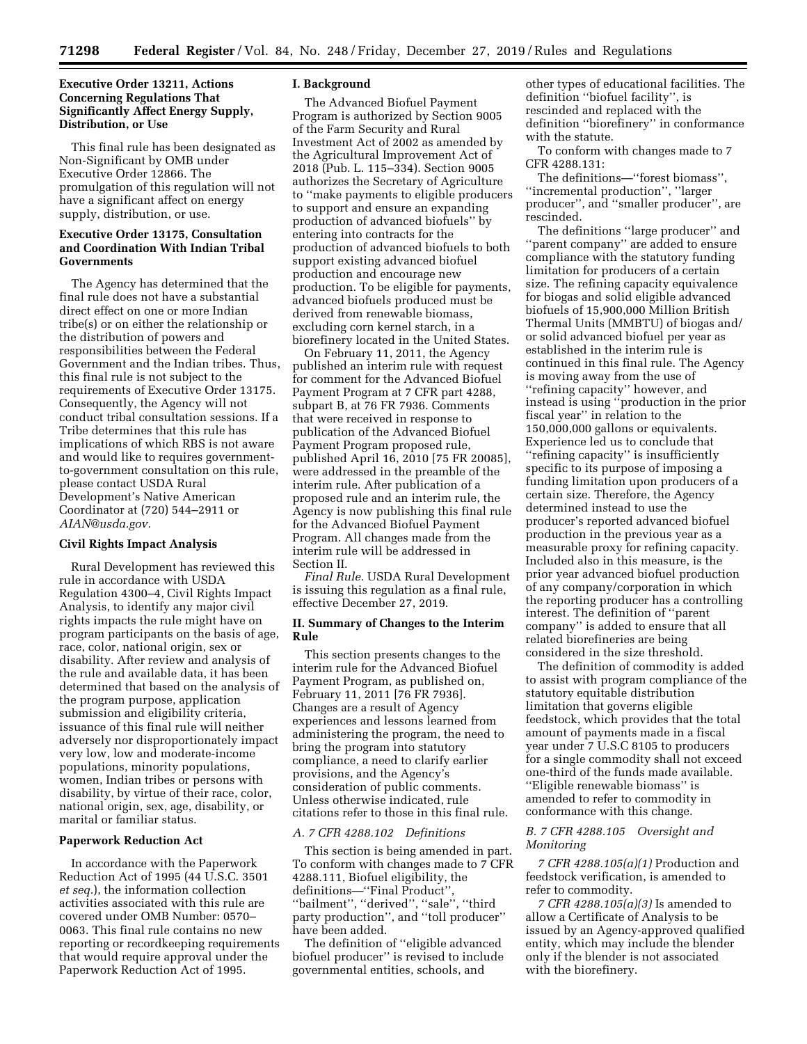**Executive Order 13211, Actions Concerning Regulations That Significantly Affect Energy Supply, Distribution, or Use**

This final rule has been designated as Non-Significant by OMB under Executive Order 12866. The promulgation of this regulation will not have a significant affect on energy supply, distribution, or use.

**Executive Order 13175, Consultation and Coordination With Indian Tribal Governments**

The Agency has determined that the final rule does not have a substantial direct effect on one or more Indian tribe(s) or on either the relationship or the distribution of powers and responsibilities between the Federal Government and the Indian tribes. Thus, this final rule is not subject to the requirements of Executive Order 13175. Consequently, the Agency will not conduct tribal consultation sessions. If a Tribe determines that this rule has implications of which RBS is not aware and would like to requires government-to-government consultation on this rule, please contact USDA Rural Development's Native American Coordinator at (720) 544–2911 or *AIAN@usda.gov.*

**Civil Rights Impact Analysis**

Rural Development has reviewed this rule in accordance with USDA Regulation 4300–4, Civil Rights Impact Analysis, to identify any major civil rights impacts the rule might have on program participants on the basis of age, race, color, national origin, sex or disability. After review and analysis of the rule and available data, it has been determined that based on the analysis of the program purpose, application submission and eligibility criteria, issuance of this final rule will neither adversely nor disproportionately impact very low, low and moderate-income populations, minority populations, women, Indian tribes or persons with disability, by virtue of their race, color, national origin, sex, age, disability, or marital or familiar status.

**Paperwork Reduction Act**

In accordance with the Paperwork Reduction Act of 1995 (44 U.S.C. 3501 *et seq.*), the information collection activities associated with this rule are covered under OMB Number: 0570–0063. This final rule contains no new reporting or recordkeeping requirements that would require approval under the Paperwork Reduction Act of 1995.

**I. Background**

The Advanced Biofuel Payment Program is authorized by Section 9005 of the Farm Security and Rural Investment Act of 2002 as amended by the Agricultural Improvement Act of 2018 (Pub. L. 115–334). Section 9005 authorizes the Secretary of Agriculture to "make payments to eligible producers to support and ensure an expanding production of advanced biofuels" by entering into contracts for the production of advanced biofuels to both support existing advanced biofuel production and encourage new production. To be eligible for payments, advanced biofuels produced must be derived from renewable biomass, excluding corn kernel starch, in a biorefinery located in the United States.

On February 11, 2011, the Agency published an interim rule with request for comment for the Advanced Biofuel Payment Program at 7 CFR part 4288, subpart B, at 76 FR 7936. Comments that were received in response to publication of the Advanced Biofuel Payment Program proposed rule, published April 16, 2010 [75 FR 20085], were addressed in the preamble of the interim rule. After publication of a proposed rule and an interim rule, the Agency is now publishing this final rule for the Advanced Biofuel Payment Program. All changes made from the interim rule will be addressed in Section II.

*Final Rule.* USDA Rural Development is issuing this regulation as a final rule, effective December 27, 2019.

**II. Summary of Changes to the Interim Rule**

This section presents changes to the interim rule for the Advanced Biofuel Payment Program, as published on, February 11, 2011 [76 FR 7936]. Changes are a result of Agency experiences and lessons learned from administering the program, the need to bring the program into statutory compliance, a need to clarify earlier provisions, and the Agency's consideration of public comments. Unless otherwise indicated, rule citations refer to those in this final rule.

*A. 7 CFR 4288.102 Definitions*

This section is being amended in part. To conform with changes made to 7 CFR 4288.111, Biofuel eligibility, the definitions—"Final Product", "bailment", "derived", "sale", "third party production", and "toll producer" have been added.

The definition of "eligible advanced biofuel producer" is revised to include governmental entities, schools, and other types of educational facilities. The definition "biofuel facility", is rescinded and replaced with the definition "biorefinery" in conformance with the statute.

To conform with changes made to 7 CFR 4288.131:

The definitions—"forest biomass", "incremental production", "larger producer", and "smaller producer", are rescinded.

The definitions "large producer" and "parent company" are added to ensure compliance with the statutory funding limitation for producers of a certain size. The refining capacity equivalence for biogas and solid eligible advanced biofuels of 15,900,000 Million British Thermal Units (MMBTU) of biogas and/or solid advanced biofuel per year as established in the interim rule is continued in this final rule. The Agency is moving away from the use of "refining capacity" however, and instead is using "production in the prior fiscal year" in relation to the 150,000,000 gallons or equivalents. Experience led us to conclude that "refining capacity" is insufficiently specific to its purpose of imposing a funding limitation upon producers of a certain size. Therefore, the Agency determined instead to use the producer's reported advanced biofuel production in the previous year as a measurable proxy for refining capacity. Included also in this measure, is the prior year advanced biofuel production of any company/corporation in which the reporting producer has a controlling interest. The definition of "parent company" is added to ensure that all related biorefineries are being considered in the size threshold.

The definition of commodity is added to assist with program compliance of the statutory equitable distribution limitation that governs eligible feedstock, which provides that the total amount of payments made in a fiscal year under 7 U.S.C 8105 to producers for a single commodity shall not exceed one-third of the funds made available. "Eligible renewable biomass" is amended to refer to commodity in conformance with this change.

*B. 7 CFR 4288.105 Oversight and Monitoring*

*7 CFR 4288.105(a)(1)* Production and feedstock verification, is amended to refer to commodity.

*7 CFR 4288.105(a)(3)* Is amended to allow a Certificate of Analysis to be issued by an Agency-approved qualified entity, which may include the blender only if the blender is not associated with the biorefinery.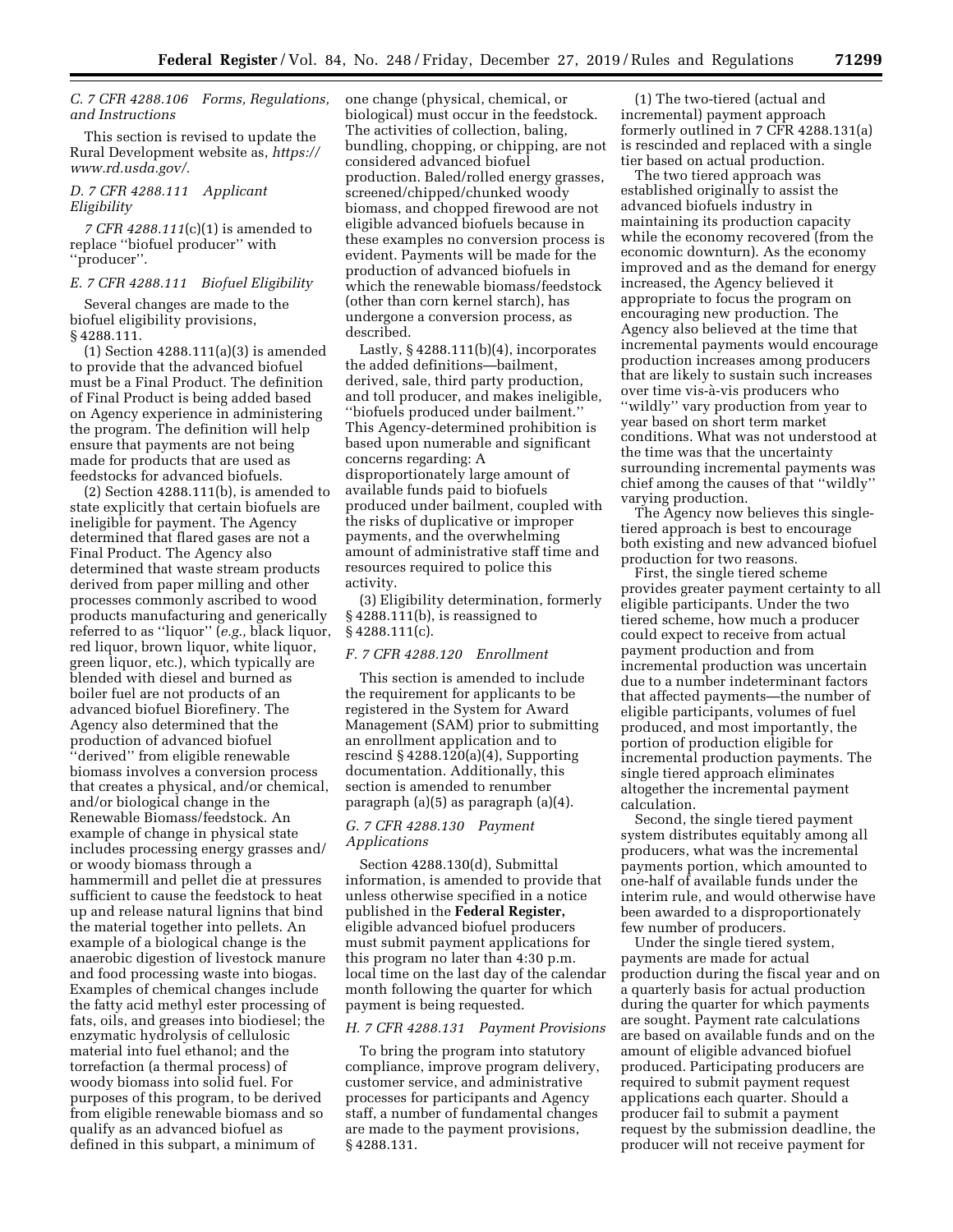### C. 7 CFR 4288.106 Forms, Regulations, and Instructions

This section is revised to update the Rural Development website as, *https://www.rd.usda.gov/.*

### D. 7 CFR 4288.111 Applicant Eligibility

*7 CFR 4288.111*(c)(1) is amended to replace ''biofuel producer'' with ''producer''.

### E. 7 CFR 4288.111 Biofuel Eligibility

Several changes are made to the biofuel eligibility provisions, § 4288.111.

(1) Section 4288.111(a)(3) is amended to provide that the advanced biofuel must be a Final Product. The definition of Final Product is being added based on Agency experience in administering the program. The definition will help ensure that payments are not being made for products that are used as feedstocks for advanced biofuels.

(2) Section 4288.111(b), is amended to state explicitly that certain biofuels are ineligible for payment. The Agency determined that flared gases are not a Final Product. The Agency also determined that waste stream products derived from paper milling and other processes commonly ascribed to wood products manufacturing and generically referred to as ''liquor'' (*e.g.,* black liquor, red liquor, brown liquor, white liquor, green liquor, etc.), which typically are blended with diesel and burned as boiler fuel are not products of an advanced biofuel Biorefinery. The Agency also determined that the production of advanced biofuel ''derived'' from eligible renewable biomass involves a conversion process that creates a physical, and/or chemical, and/or biological change in the Renewable Biomass/feedstock. An example of change in physical state includes processing energy grasses and/or woody biomass through a hammermill and pellet die at pressures sufficient to cause the feedstock to heat up and release natural lignins that bind the material together into pellets. An example of a biological change is the anaerobic digestion of livestock manure and food processing waste into biogas. Examples of chemical changes include the fatty acid methyl ester processing of fats, oils, and greases into biodiesel; the enzymatic hydrolysis of cellulosic material into fuel ethanol; and the torrefaction (a thermal process) of woody biomass into solid fuel. For purposes of this program, to be derived from eligible renewable biomass and so qualify as an advanced biofuel as defined in this subpart, a minimum of one change (physical, chemical, or biological) must occur in the feedstock. The activities of collection, baling, bundling, chopping, or chipping, are not considered advanced biofuel production. Baled/rolled energy grasses, screened/chipped/chunked woody biomass, and chopped firewood are not eligible advanced biofuels because in these examples no conversion process is evident. Payments will be made for the production of advanced biofuels in which the renewable biomass/feedstock (other than corn kernel starch), has undergone a conversion process, as described.

Lastly, § 4288.111(b)(4), incorporates the added definitions—bailment, derived, sale, third party production, and toll producer, and makes ineligible, ''biofuels produced under bailment.'' This Agency-determined prohibition is based upon numerable and significant concerns regarding: A disproportionately large amount of available funds paid to biofuels produced under bailment, coupled with the risks of duplicative or improper payments, and the overwhelming amount of administrative staff time and resources required to police this activity.

(3) Eligibility determination, formerly § 4288.111(b), is reassigned to § 4288.111(c).

### F. 7 CFR 4288.120 Enrollment

This section is amended to include the requirement for applicants to be registered in the System for Award Management (SAM) prior to submitting an enrollment application and to rescind § 4288.120(a)(4), Supporting documentation. Additionally, this section is amended to renumber paragraph (a)(5) as paragraph (a)(4).

### G. 7 CFR 4288.130 Payment Applications

Section 4288.130(d), Submittal information, is amended to provide that unless otherwise specified in a notice published in the **Federal Register,** eligible advanced biofuel producers must submit payment applications for this program no later than 4:30 p.m. local time on the last day of the calendar month following the quarter for which payment is being requested.

### H. 7 CFR 4288.131 Payment Provisions

To bring the program into statutory compliance, improve program delivery, customer service, and administrative processes for participants and Agency staff, a number of fundamental changes are made to the payment provisions, § 4288.131.

(1) The two-tiered (actual and incremental) payment approach formerly outlined in 7 CFR 4288.131(a) is rescinded and replaced with a single tier based on actual production.

The two tiered approach was established originally to assist the advanced biofuels industry in maintaining its production capacity while the economy recovered (from the economic downturn). As the economy improved and as the demand for energy increased, the Agency believed it appropriate to focus the program on encouraging new production. The Agency also believed at the time that incremental payments would encourage production increases among producers that are likely to sustain such increases over time vis-à-vis producers who ''wildly'' vary production from year to year based on short term market conditions. What was not understood at the time was that the uncertainty surrounding incremental payments was chief among the causes of that ''wildly'' varying production.

The Agency now believes this single-tiered approach is best to encourage both existing and new advanced biofuel production for two reasons.

First, the single tiered scheme provides greater payment certainty to all eligible participants. Under the two tiered scheme, how much a producer could expect to receive from actual payment production and from incremental production was uncertain due to a number indeterminant factors that affected payments—the number of eligible participants, volumes of fuel produced, and most importantly, the portion of production eligible for incremental production payments. The single tiered approach eliminates altogether the incremental payment calculation.

Second, the single tiered payment system distributes equitably among all producers, what was the incremental payments portion, which amounted to one-half of available funds under the interim rule, and would otherwise have been awarded to a disproportionately few number of producers.

Under the single tiered system, payments are made for actual production during the fiscal year and on a quarterly basis for actual production during the quarter for which payments are sought. Payment rate calculations are based on available funds and on the amount of eligible advanced biofuel produced. Participating producers are required to submit payment request applications each quarter. Should a producer fail to submit a payment request by the submission deadline, the producer will not receive payment for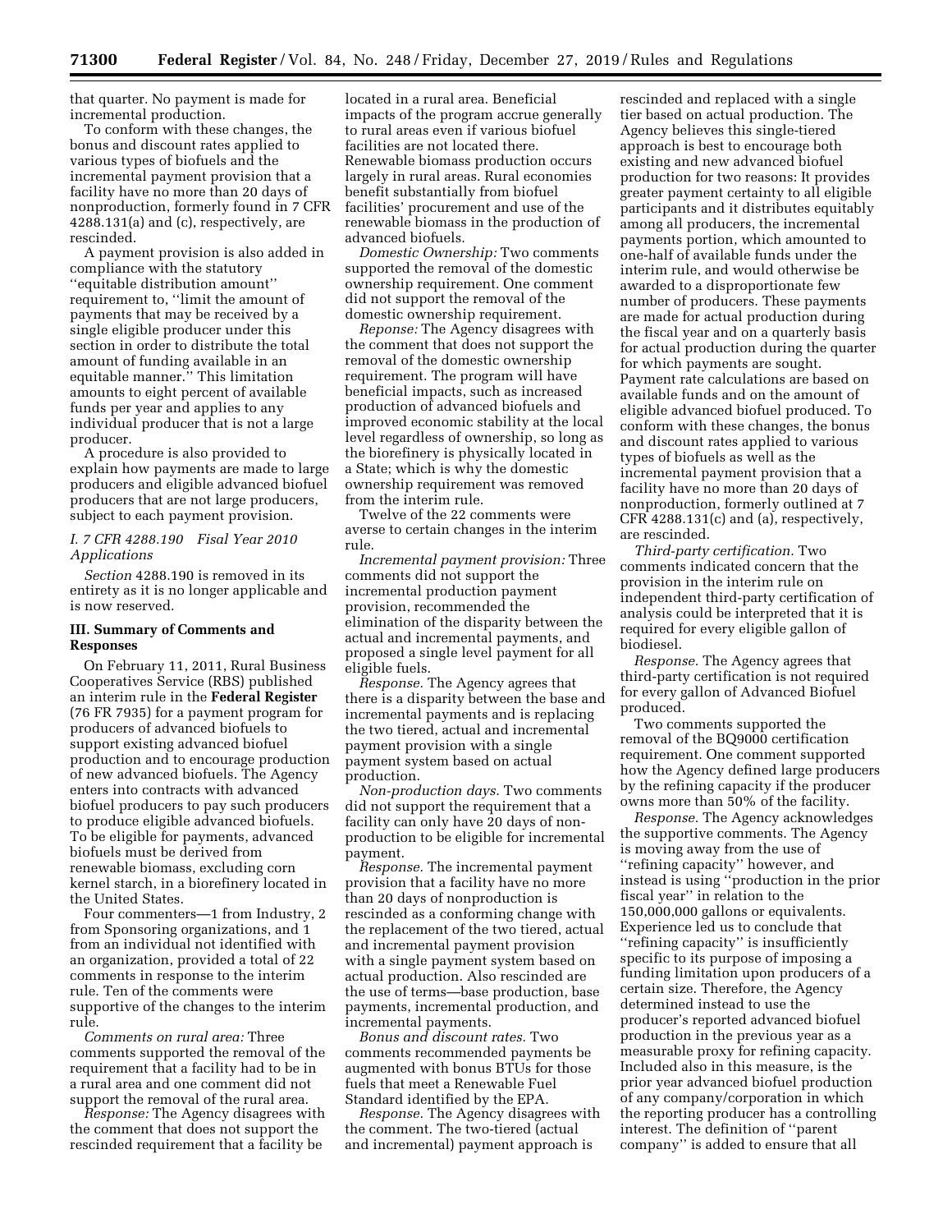that quarter. No payment is made for incremental production.

To conform with these changes, the bonus and discount rates applied to various types of biofuels and the incremental payment provision that a facility have no more than 20 days of nonproduction, formerly found in 7 CFR 4288.131(a) and (c), respectively, are rescinded.

A payment provision is also added in compliance with the statutory ''equitable distribution amount'' requirement to, ''limit the amount of payments that may be received by a single eligible producer under this section in order to distribute the total amount of funding available in an equitable manner.'' This limitation amounts to eight percent of available funds per year and applies to any individual producer that is not a large producer.

A procedure is also provided to explain how payments are made to large producers and eligible advanced biofuel producers that are not large producers, subject to each payment provision.

### *I. 7 CFR 4288.190 Fiscal Year 2010 Applications*

*Section* 4288.190 is removed in its entirety as it is no longer applicable and is now reserved.

## III. Summary of Comments and Responses

On February 11, 2011, Rural Business Cooperatives Service (RBS) published an interim rule in the **Federal Register** (76 FR 7935) for a payment program for producers of advanced biofuels to support existing advanced biofuel production and to encourage production of new advanced biofuels. The Agency enters into contracts with advanced biofuel producers to pay such producers to produce eligible advanced biofuels. To be eligible for payments, advanced biofuels must be derived from renewable biomass, excluding corn kernel starch, in a biorefinery located in the United States.

Four commenters—1 from Industry, 2 from Sponsoring organizations, and 1 from an individual not identified with an organization, provided a total of 22 comments in response to the interim rule. Ten of the comments were supportive of the changes to the interim rule.

*Comments on rural area:* Three comments supported the removal of the requirement that a facility had to be in a rural area and one comment did not support the removal of the rural area.

*Response:* The Agency disagrees with the comment that does not support the rescinded requirement that a facility be located in a rural area. Beneficial impacts of the program accrue generally to rural areas even if various biofuel facilities are not located there. Renewable biomass production occurs largely in rural areas. Rural economies benefit substantially from biofuel facilities' procurement and use of the renewable biomass in the production of advanced biofuels.

*Domestic Ownership:* Two comments supported the removal of the domestic ownership requirement. One comment did not support the removal of the domestic ownership requirement.

*Reponse:* The Agency disagrees with the comment that does not support the removal of the domestic ownership requirement. The program will have beneficial impacts, such as increased production of advanced biofuels and improved economic stability at the local level regardless of ownership, so long as the biorefinery is physically located in a State; which is why the domestic ownership requirement was removed from the interim rule.

Twelve of the 22 comments were averse to certain changes in the interim rule.

*Incremental payment provision:* Three comments did not support the incremental production payment provision, recommended the elimination of the disparity between the actual and incremental payments, and proposed a single level payment for all eligible fuels.

*Response.* The Agency agrees that there is a disparity between the base and incremental payments and is replacing the two tiered, actual and incremental payment provision with a single payment system based on actual production.

*Non-production days.* Two comments did not support the requirement that a facility can only have 20 days of non-production to be eligible for incremental payment.

*Response.* The incremental payment provision that a facility have no more than 20 days of nonproduction is rescinded as a conforming change with the replacement of the two tiered, actual and incremental payment provision with a single payment system based on actual production. Also rescinded are the use of terms—base production, base payments, incremental production, and incremental payments.

*Bonus and discount rates.* Two comments recommended payments be augmented with bonus BTUs for those fuels that meet a Renewable Fuel Standard identified by the EPA.

*Response.* The Agency disagrees with the comment. The two-tiered (actual and incremental) payment approach is rescinded and replaced with a single tier based on actual production. The Agency believes this single-tiered approach is best to encourage both existing and new advanced biofuel production for two reasons: It provides greater payment certainty to all eligible participants and it distributes equitably among all producers, the incremental payments portion, which amounted to one-half of available funds under the interim rule, and would otherwise be awarded to a disproportionate few number of producers. These payments are made for actual production during the fiscal year and on a quarterly basis for actual production during the quarter for which payments are sought. Payment rate calculations are based on available funds and on the amount of eligible advanced biofuel produced. To conform with these changes, the bonus and discount rates applied to various types of biofuels as well as the incremental payment provision that a facility have no more than 20 days of nonproduction, formerly outlined at 7 CFR 4288.131(c) and (a), respectively, are rescinded.

*Third-party certification.* Two comments indicated concern that the provision in the interim rule on independent third-party certification of analysis could be interpreted that it is required for every eligible gallon of biodiesel.

*Response.* The Agency agrees that third-party certification is not required for every gallon of Advanced Biofuel produced.

Two comments supported the removal of the BQ9000 certification requirement. One comment supported how the Agency defined large producers by the refining capacity if the producer owns more than 50% of the facility.

*Response.* The Agency acknowledges the supportive comments. The Agency is moving away from the use of ''refining capacity'' however, and instead is using ''production in the prior fiscal year'' in relation to the 150,000,000 gallons or equivalents. Experience led us to conclude that ''refining capacity'' is insufficiently specific to its purpose of imposing a funding limitation upon producers of a certain size. Therefore, the Agency determined instead to use the producer's reported advanced biofuel production in the previous year as a measurable proxy for refining capacity. Included also in this measure, is the prior year advanced biofuel production of any company/corporation in which the reporting producer has a controlling interest. The definition of ''parent company'' is added to ensure that all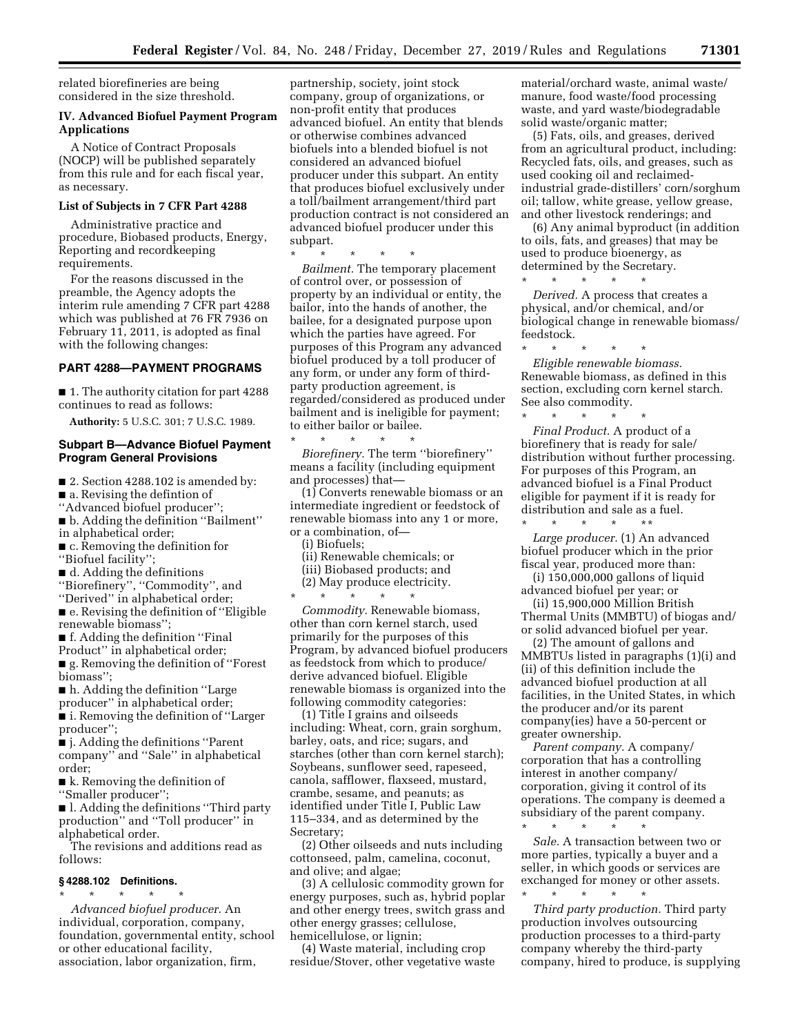related biorefineries are being considered in the size threshold.

## IV. Advanced Biofuel Payment Program Applications

A Notice of Contract Proposals (NOCP) will be published separately from this rule and for each fiscal year, as necessary.

### List of Subjects in 7 CFR Part 4288

Administrative practice and procedure, Biobased products, Energy, Reporting and recordkeeping requirements.

For the reasons discussed in the preamble, the Agency adopts the interim rule amending 7 CFR part 4288 which was published at 76 FR 7936 on February 11, 2011, is adopted as final with the following changes:

## PART 4288—PAYMENT PROGRAMS

■ 1. The authority citation for part 4288 continues to read as follows:

**Authority:** 5 U.S.C. 301; 7 U.S.C. 1989.

### Subpart B—Advance Biofuel Payment Program General Provisions

■ 2. Section 4288.102 is amended by:

■ a. Revising the defintion of ''Advanced biofuel producer'';

■ b. Adding the definition ''Bailment'' in alphabetical order;

■ c. Removing the definition for ''Biofuel facility'';

■ d. Adding the definitions ''Biorefinery'', ''Commodity'', and ''Derived'' in alphabetical order;

■ e. Revising the definition of ''Eligible renewable biomass'';

■ f. Adding the definition ''Final Product'' in alphabetical order;

■ g. Removing the definition of ''Forest biomass'';

■ h. Adding the definition ''Large producer'' in alphabetical order;

■ i. Removing the definition of ''Larger producer'';

■ j. Adding the definitions ''Parent company'' and ''Sale'' in alphabetical order;

■ k. Removing the definition of ''Smaller producer'';

■ l. Adding the definitions ''Third party production'' and ''Toll producer'' in alphabetical order.

The revisions and additions read as follows:

### § 4288.102 Definitions.

\* \* \* \* \*

*Advanced biofuel producer.* An individual, corporation, company, foundation, governmental entity, school or other educational facility, association, labor organization, firm, partnership, society, joint stock company, group of organizations, or non-profit entity that produces advanced biofuel. An entity that blends or otherwise combines advanced biofuels into a blended biofuel is not considered an advanced biofuel producer under this subpart. An entity that produces biofuel exclusively under a toll/bailment arrangement/third part production contract is not considered an advanced biofuel producer under this subpart.

\* \* \* \* \*

*Bailment.* The temporary placement of control over, or possession of property by an individual or entity, the bailor, into the hands of another, the bailee, for a designated purpose upon which the parties have agreed. For purposes of this Program any advanced biofuel produced by a toll producer of any form, or under any form of third-party production agreement, is regarded/considered as produced under bailment and is ineligible for payment; to either bailor or bailee.

\* \* \* \* \*

*Biorefinery.* The term ''biorefinery'' means a facility (including equipment and processes) that—

(1) Converts renewable biomass or an intermediate ingredient or feedstock of renewable biomass into any 1 or more, or a combination, of—

(i) Biofuels;

(ii) Renewable chemicals; or

(iii) Biobased products; and

(2) May produce electricity.

\* \* \* \* \*

*Commodity.* Renewable biomass, other than corn kernel starch, used primarily for the purposes of this Program, by advanced biofuel producers as feedstock from which to produce/derive advanced biofuel. Eligible renewable biomass is organized into the following commodity categories:

(1) Title I grains and oilseeds including: Wheat, corn, grain sorghum, barley, oats, and rice; sugars, and starches (other than corn kernel starch); Soybeans, sunflower seed, rapeseed, canola, safflower, flaxseed, mustard, crambe, sesame, and peanuts; as identified under Title I, Public Law 115–334, and as determined by the Secretary;

(2) Other oilseeds and nuts including cottonseed, palm, camelina, coconut, and olive; and algae;

(3) A cellulosic commodity grown for energy purposes, such as, hybrid poplar and other energy trees, switch grass and other energy grasses; cellulose, hemicellulose, or lignin;

(4) Waste material, including crop residue/Stover, other vegetative waste material/orchard waste, animal waste/manure, food waste/food processing waste, and yard waste/biodegradable solid waste/organic matter;

(5) Fats, oils, and greases, derived from an agricultural product, including: Recycled fats, oils, and greases, such as used cooking oil and reclaimed-industrial grade-distillers' corn/sorghum oil; tallow, white grease, yellow grease, and other livestock renderings; and

(6) Any animal byproduct (in addition to oils, fats, and greases) that may be used to produce bioenergy, as determined by the Secretary.

\* \* \* \* \*

*Derived.* A process that creates a physical, and/or chemical, and/or biological change in renewable biomass/feedstock.

\* \* \* \* \*

*Eligible renewable biomass.* Renewable biomass, as defined in this section, excluding corn kernel starch. See also commodity.

\* \* \* \* \*

*Final Product.* A product of a biorefinery that is ready for sale/distribution without further processing. For purposes of this Program, an advanced biofuel is a Final Product eligible for payment if it is ready for distribution and sale as a fuel.

\* \* \* \* \*\*

*Large producer.* (1) An advanced biofuel producer which in the prior fiscal year, produced more than:

(i) 150,000,000 gallons of liquid advanced biofuel per year; or

(ii) 15,900,000 Million British Thermal Units (MMBTU) of biogas and/or solid advanced biofuel per year.

(2) The amount of gallons and MMBTUs listed in paragraphs (1)(i) and (ii) of this definition include the advanced biofuel production at all facilities, in the United States, in which the producer and/or its parent company(ies) have a 50-percent or greater ownership.

*Parent company.* A company/corporation that has a controlling interest in another company/corporation, giving it control of its operations. The company is deemed a subsidiary of the parent company.

\* \* \* \* \*

*Sale.* A transaction between two or more parties, typically a buyer and a seller, in which goods or services are exchanged for money or other assets.

\* \* \* \* \*

*Third party production.* Third party production involves outsourcing production processes to a third-party company whereby the third-party company, hired to produce, is supplying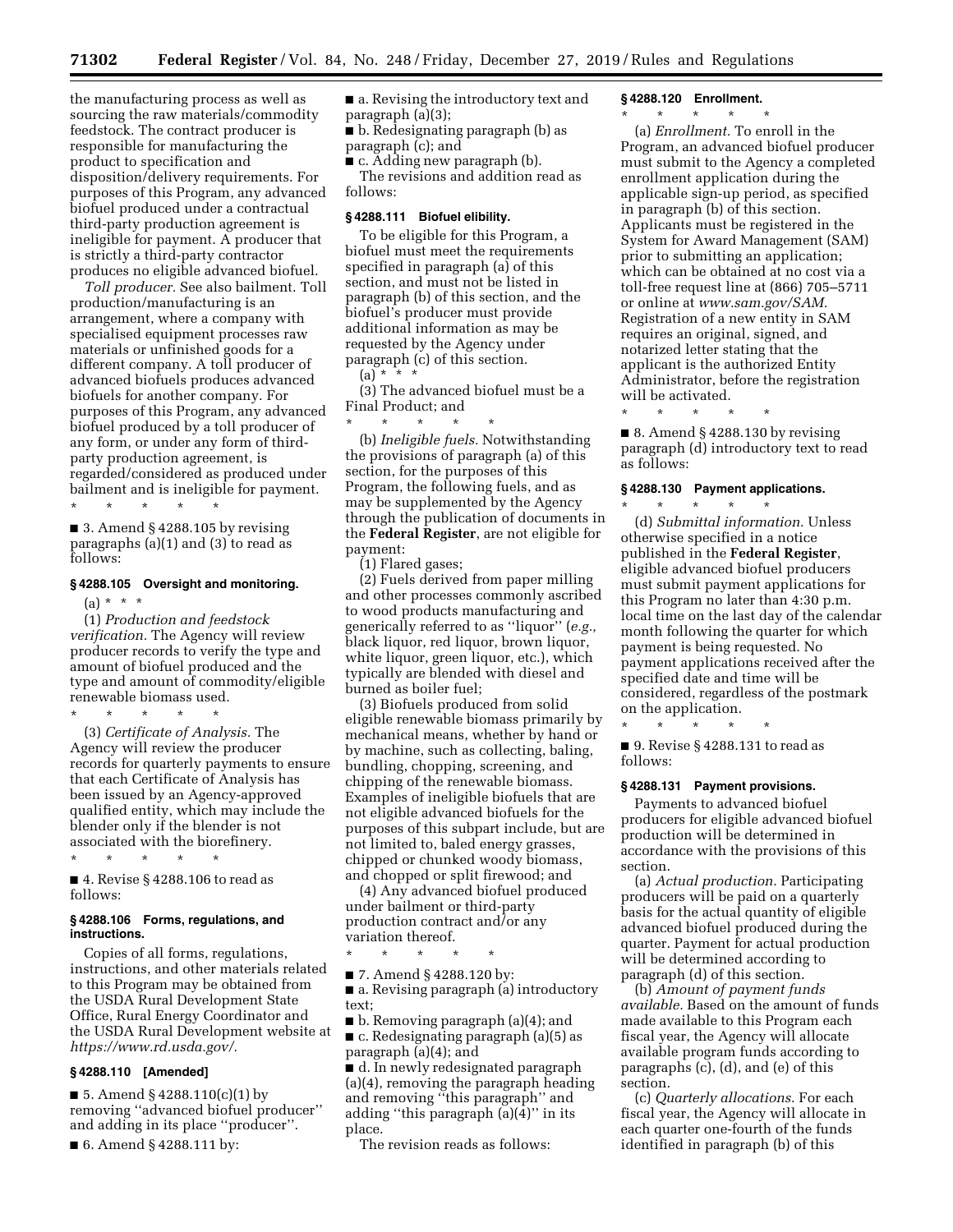the manufacturing process as well as sourcing the raw materials/commodity feedstock. The contract producer is responsible for manufacturing the product to specification and disposition/delivery requirements. For purposes of this Program, any advanced biofuel produced under a contractual third-party production agreement is ineligible for payment. A producer that is strictly a third-party contractor produces no eligible advanced biofuel.

*Toll producer.* See also bailment. Toll production/manufacturing is an arrangement, where a company with specialised equipment processes raw materials or unfinished goods for a different company. A toll producer of advanced biofuels produces advanced biofuels for another company. For purposes of this Program, any advanced biofuel produced by a toll producer of any form, or under any form of third-party production agreement, is regarded/considered as produced under bailment and is ineligible for payment.

\* \* \* \* \*

■ 3. Amend § 4288.105 by revising paragraphs (a)(1) and (3) to read as follows:

### § 4288.105 Oversight and monitoring.

(a) \* \* \*

(1) *Production and feedstock verification.* The Agency will review producer records to verify the type and amount of biofuel produced and the type and amount of commodity/eligible renewable biomass used.

\* \* \* \* \*

(3) *Certificate of Analysis.* The Agency will review the producer records for quarterly payments to ensure that each Certificate of Analysis has been issued by an Agency-approved qualified entity, which may include the blender only if the blender is not associated with the biorefinery.

\* \* \* \* \*

■ 4. Revise § 4288.106 to read as follows:

### § 4288.106 Forms, regulations, and instructions.

Copies of all forms, regulations, instructions, and other materials related to this Program may be obtained from the USDA Rural Development State Office, Rural Energy Coordinator and the USDA Rural Development website at *https://www.rd.usda.gov/.*

### § 4288.110 [Amended]

■ 5. Amend § 4288.110(c)(1) by removing ''advanced biofuel producer'' and adding in its place ''producer''.

■ 6. Amend § 4288.111 by:

■ a. Revising the introductory text and paragraph (a)(3);

■ b. Redesignating paragraph (b) as paragraph (c); and

■ c. Adding new paragraph (b).

The revisions and addition read as follows:

### § 4288.111 Biofuel elibility.

To be eligible for this Program, a biofuel must meet the requirements specified in paragraph (a) of this section, and must not be listed in paragraph (b) of this section, and the biofuel's producer must provide additional information as may be requested by the Agency under paragraph (c) of this section.

(a) \* \* \*

(3) The advanced biofuel must be a Final Product; and

\* \* \* \* \*

(b) *Ineligible fuels.* Notwithstanding the provisions of paragraph (a) of this section, for the purposes of this Program, the following fuels, and as may be supplemented by the Agency through the publication of documents in the **Federal Register**, are not eligible for payment:

(1) Flared gases;

(2) Fuels derived from paper milling and other processes commonly ascribed to wood products manufacturing and generically referred to as ''liquor'' (*e.g.,* black liquor, red liquor, brown liquor, white liquor, green liquor, etc.), which typically are blended with diesel and burned as boiler fuel;

(3) Biofuels produced from solid eligible renewable biomass primarily by mechanical means, whether by hand or by machine, such as collecting, baling, bundling, chopping, screening, and chipping of the renewable biomass. Examples of ineligible biofuels that are not eligible advanced biofuels for the purposes of this subpart include, but are not limited to, baled energy grasses, chipped or chunked woody biomass, and chopped or split firewood; and

(4) Any advanced biofuel produced under bailment or third-party production contract and/or any variation thereof.

\* \* \* \* \*

■ 7. Amend § 4288.120 by:

■ a. Revising paragraph (a) introductory text;

■ b. Removing paragraph (a)(4); and

■ c. Redesignating paragraph (a)(5) as paragraph (a)(4); and

■ d. In newly redesignated paragraph (a)(4), removing the paragraph heading and removing ''this paragraph'' and adding ''this paragraph (a)(4)'' in its place.

The revision reads as follows:

### § 4288.120 Enrollment.

\* \* \* \* \*

(a) *Enrollment.* To enroll in the Program, an advanced biofuel producer must submit to the Agency a completed enrollment application during the applicable sign-up period, as specified in paragraph (b) of this section. Applicants must be registered in the System for Award Management (SAM) prior to submitting an application; which can be obtained at no cost via a toll-free request line at (866) 705–5711 or online at *www.sam.gov/SAM.* Registration of a new entity in SAM requires an original, signed, and notarized letter stating that the applicant is the authorized Entity Administrator, before the registration will be activated.

\* \* \* \* \*

■ 8. Amend § 4288.130 by revising paragraph (d) introductory text to read as follows:

### § 4288.130 Payment applications.

\* \* \* \* \*

(d) *Submittal information.* Unless otherwise specified in a notice published in the **Federal Register**, eligible advanced biofuel producers must submit payment applications for this Program no later than 4:30 p.m. local time on the last day of the calendar month following the quarter for which payment is being requested. No payment applications received after the specified date and time will be considered, regardless of the postmark on the application.

\* \* \* \* \*

■ 9. Revise § 4288.131 to read as follows:

### § 4288.131 Payment provisions.

Payments to advanced biofuel producers for eligible advanced biofuel production will be determined in accordance with the provisions of this section.

(a) *Actual production.* Participating producers will be paid on a quarterly basis for the actual quantity of eligible advanced biofuel produced during the quarter. Payment for actual production will be determined according to paragraph (d) of this section.

(b) *Amount of payment funds available.* Based on the amount of funds made available to this Program each fiscal year, the Agency will allocate available program funds according to paragraphs (c), (d), and (e) of this section.

(c) *Quarterly allocations.* For each fiscal year, the Agency will allocate in each quarter one-fourth of the funds identified in paragraph (b) of this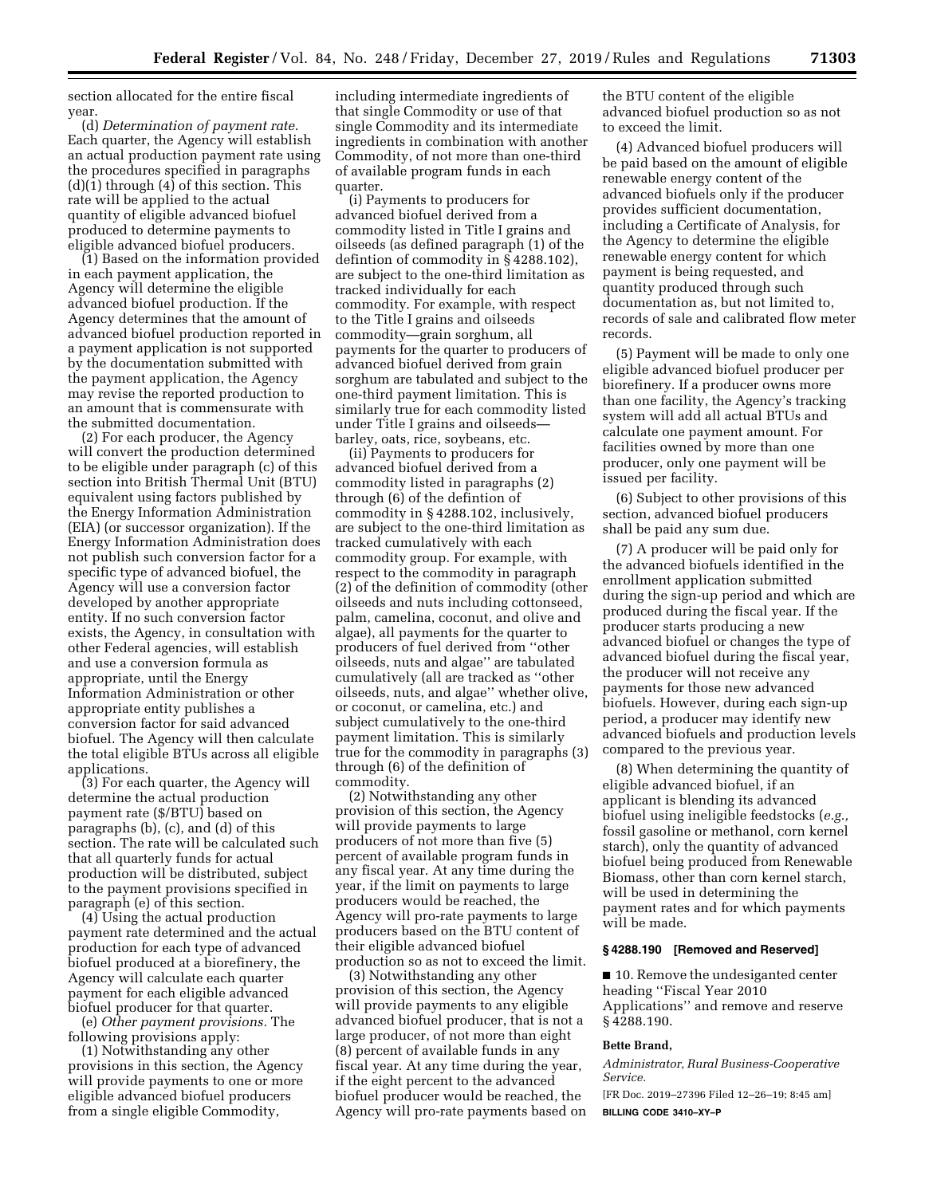section allocated for the entire fiscal year.

(d) *Determination of payment rate.* Each quarter, the Agency will establish an actual production payment rate using the procedures specified in paragraphs (d)(1) through (4) of this section. This rate will be applied to the actual quantity of eligible advanced biofuel produced to determine payments to eligible advanced biofuel producers.

(1) Based on the information provided in each payment application, the Agency will determine the eligible advanced biofuel production. If the Agency determines that the amount of advanced biofuel production reported in a payment application is not supported by the documentation submitted with the payment application, the Agency may revise the reported production to an amount that is commensurate with the submitted documentation.

(2) For each producer, the Agency will convert the production determined to be eligible under paragraph (c) of this section into British Thermal Unit (BTU) equivalent using factors published by the Energy Information Administration (EIA) (or successor organization). If the Energy Information Administration does not publish such conversion factor for a specific type of advanced biofuel, the Agency will use a conversion factor developed by another appropriate entity. If no such conversion factor exists, the Agency, in consultation with other Federal agencies, will establish and use a conversion formula as appropriate, until the Energy Information Administration or other appropriate entity publishes a conversion factor for said advanced biofuel. The Agency will then calculate the total eligible BTUs across all eligible applications.

(3) For each quarter, the Agency will determine the actual production payment rate ($/BTU) based on paragraphs (b), (c), and (d) of this section. The rate will be calculated such that all quarterly funds for actual production will be distributed, subject to the payment provisions specified in paragraph (e) of this section.

(4) Using the actual production payment rate determined and the actual production for each type of advanced biofuel produced at a biorefinery, the Agency will calculate each quarter payment for each eligible advanced biofuel producer for that quarter.

(e) *Other payment provisions.* The following provisions apply:

(1) Notwithstanding any other provisions in this section, the Agency will provide payments to one or more eligible advanced biofuel producers from a single eligible Commodity, including intermediate ingredients of that single Commodity or use of that single Commodity and its intermediate ingredients in combination with another Commodity, of not more than one-third of available program funds in each quarter.

(i) Payments to producers for advanced biofuel derived from a commodity listed in Title I grains and oilseeds (as defined paragraph (1) of the defintion of commodity in § 4288.102), are subject to the one-third limitation as tracked individually for each commodity. For example, with respect to the Title I grains and oilseeds commodity—grain sorghum, all payments for the quarter to producers of advanced biofuel derived from grain sorghum are tabulated and subject to the one-third payment limitation. This is similarly true for each commodity listed under Title I grains and oilseeds—barley, oats, rice, soybeans, etc.

(ii) Payments to producers for advanced biofuel derived from a commodity listed in paragraphs (2) through (6) of the defintion of commodity in § 4288.102, inclusively, are subject to the one-third limitation as tracked cumulatively with each commodity group. For example, with respect to the commodity in paragraph (2) of the definition of commodity (other oilseeds and nuts including cottonseed, palm, camelina, coconut, and olive and algae), all payments for the quarter to producers of fuel derived from ''other oilseeds, nuts and algae'' are tabulated cumulatively (all are tracked as ''other oilseeds, nuts, and algae'' whether olive, or coconut, or camelina, etc.) and subject cumulatively to the one-third payment limitation. This is similarly true for the commodity in paragraphs (3) through (6) of the definition of commodity.

(2) Notwithstanding any other provision of this section, the Agency will provide payments to large producers of not more than five (5) percent of available program funds in any fiscal year. At any time during the year, if the limit on payments to large producers would be reached, the Agency will pro-rate payments to large producers based on the BTU content of their eligible advanced biofuel production so as not to exceed the limit.

(3) Notwithstanding any other provision of this section, the Agency will provide payments to any eligible advanced biofuel producer, that is not a large producer, of not more than eight (8) percent of available funds in any fiscal year. At any time during the year, if the eight percent to the advanced biofuel producer would be reached, the Agency will pro-rate payments based on the BTU content of the eligible advanced biofuel production so as not to exceed the limit.

(4) Advanced biofuel producers will be paid based on the amount of eligible renewable energy content of the advanced biofuels only if the producer provides sufficient documentation, including a Certificate of Analysis, for the Agency to determine the eligible renewable energy content for which payment is being requested, and quantity produced through such documentation as, but not limited to, records of sale and calibrated flow meter records.

(5) Payment will be made to only one eligible advanced biofuel producer per biorefinery. If a producer owns more than one facility, the Agency's tracking system will add all actual BTUs and calculate one payment amount. For facilities owned by more than one producer, only one payment will be issued per facility.

(6) Subject to other provisions of this section, advanced biofuel producers shall be paid any sum due.

(7) A producer will be paid only for the advanced biofuels identified in the enrollment application submitted during the sign-up period and which are produced during the fiscal year. If the producer starts producing a new advanced biofuel or changes the type of advanced biofuel during the fiscal year, the producer will not receive any payments for those new advanced biofuels. However, during each sign-up period, a producer may identify new advanced biofuels and production levels compared to the previous year.

(8) When determining the quantity of eligible advanced biofuel, if an applicant is blending its advanced biofuel using ineligible feedstocks (*e.g.,* fossil gasoline or methanol, corn kernel starch), only the quantity of advanced biofuel being produced from Renewable Biomass, other than corn kernel starch, will be used in determining the payment rates and for which payments will be made.

**§ 4288.190 [Removed and Reserved]**

■ 10. Remove the undesiganted center heading ''Fiscal Year 2010 Applications'' and remove and reserve § 4288.190.

**Bette Brand,**

*Administrator, Rural Business-Cooperative Service.*

[FR Doc. 2019–27396 Filed 12–26–19; 8:45 am]

**BILLING CODE 3410–XY–P**